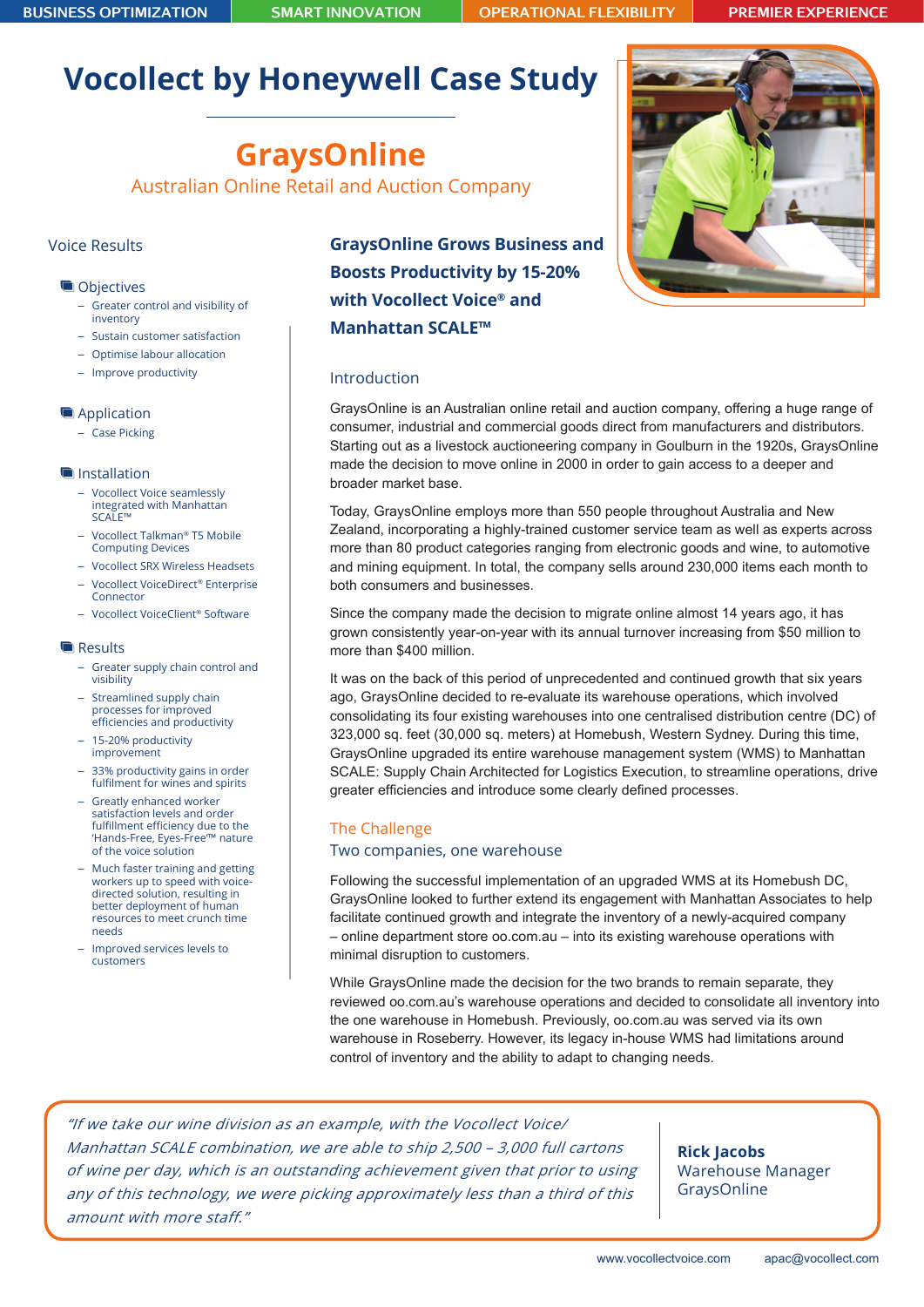BUSINESS OPTIMIZATION | SMART INNOVATION | OPERATIONAL FLEXIBILITY | PREMIER EXPERIENCE

# Vocollect by Honeywell Case Study

## GraysOnline

Australian Online Retail and Auction Company

### Voice Results

**Objectives**

- Greater control and visibility of inventory
- Sustain customer satisfaction
- Optimise labour allocation
- Improve productivity

**Application**

- Case Picking

**Installation**

- Vocollect Voice seamlessly integrated with Manhattan SCALE™
- Vocollect Talkman® T5 Mobile Computing Devices
- Vocollect SRX Wireless Headsets
- Vocollect VoiceDirect® Enterprise Connector
- Vocollect VoiceClient® Software

**Results**

- Greater supply chain control and visibility
- Streamlined supply chain processes for improved efficiencies and productivity
- 15-20% productivity improvement
- 33% productivity gains in order fulfilment for wines and spirits
- Greatly enhanced worker satisfaction levels and order fulfillment efficiency due to the 'Hands-Free, Eyes-Free™ nature of the voice solution
- Much faster training and getting workers up to speed with voice-directed solution, resulting in better deployment of human resources to meet crunch time needs
- Improved services levels to customers

## GraysOnline Grows Business and Boosts Productivity by 15-20% with Vocollect Voice® and Manhattan SCALE™

### Introduction

GraysOnline is an Australian online retail and auction company, offering a huge range of consumer, industrial and commercial goods direct from manufacturers and distributors. Starting out as a livestock auctioneering company in Goulburn in the 1920s, GraysOnline made the decision to move online in 2000 in order to gain access to a deeper and broader market base.

Today, GraysOnline employs more than 550 people throughout Australia and New Zealand, incorporating a highly-trained customer service team as well as experts across more than 80 product categories ranging from electronic goods and wine, to automotive and mining equipment. In total, the company sells around 230,000 items each month to both consumers and businesses.

Since the company made the decision to migrate online almost 14 years ago, it has grown consistently year-on-year with its annual turnover increasing from $50 million to more than $400 million.

It was on the back of this period of unprecedented and continued growth that six years ago, GraysOnline decided to re-evaluate its warehouse operations, which involved consolidating its four existing warehouses into one centralised distribution centre (DC) of 323,000 sq. feet (30,000 sq. meters) at Homebush, Western Sydney. During this time, GraysOnline upgraded its entire warehouse management system (WMS) to Manhattan SCALE: Supply Chain Architected for Logistics Execution, to streamline operations, drive greater efficiencies and introduce some clearly defined processes.

### The Challenge

#### Two companies, one warehouse

Following the successful implementation of an upgraded WMS at its Homebush DC, GraysOnline looked to further extend its engagement with Manhattan Associates to help facilitate continued growth and integrate the inventory of a newly-acquired company – online department store oo.com.au – into its existing warehouse operations with minimal disruption to customers.

While GraysOnline made the decision for the two brands to remain separate, they reviewed oo.com.au's warehouse operations and decided to consolidate all inventory into the one warehouse in Homebush. Previously, oo.com.au was served via its own warehouse in Roseberry. However, its legacy in-house WMS had limitations around control of inventory and the ability to adapt to changing needs.

> *"If we take our wine division as an example, with the Vocollect Voice/Manhattan SCALE combination, we are able to ship 2,500 – 3,000 full cartons of wine per day, which is an outstanding achievement given that prior to using any of this technology, we were picking approximately less than a third of this amount with more staff."*
>
> **Rick Jacobs**
> Warehouse Manager
> GraysOnline

www.vocollectvoice.com apac@vocollect.com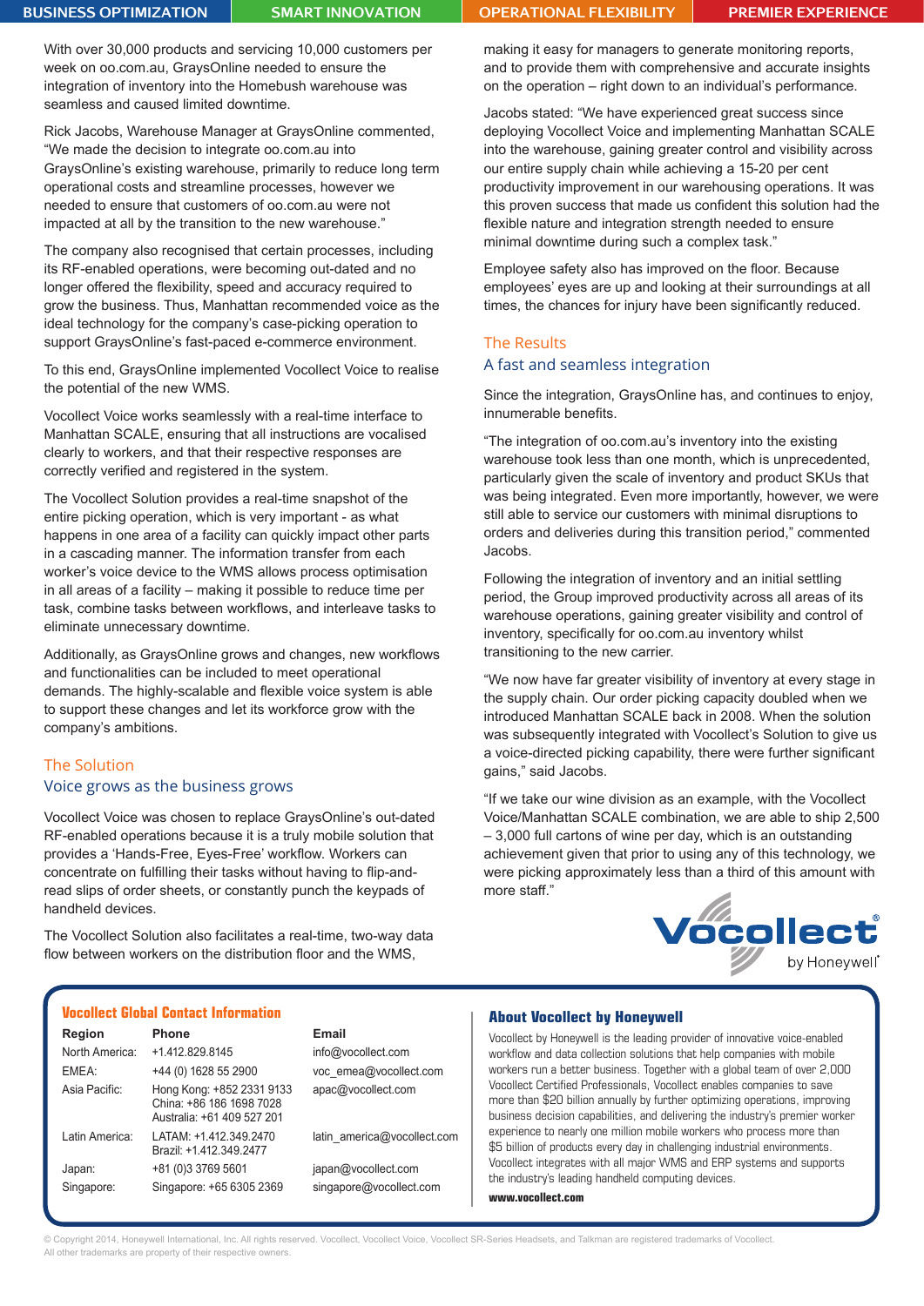With over 30,000 products and servicing 10,000 customers per week on oo.com.au, GraysOnline needed to ensure the integration of inventory into the Homebush warehouse was seamless and caused limited downtime.

Rick Jacobs, Warehouse Manager at GraysOnline commented, "We made the decision to integrate oo.com.au into GraysOnline's existing warehouse, primarily to reduce long term operational costs and streamline processes, however we needed to ensure that customers of oo.com.au were not impacted at all by the transition to the new warehouse."

The company also recognised that certain processes, including its RF-enabled operations, were becoming out-dated and no longer offered the flexibility, speed and accuracy required to grow the business. Thus, Manhattan recommended voice as the ideal technology for the company's case-picking operation to support GraysOnline's fast-paced e-commerce environment.

To this end, GraysOnline implemented Vocollect Voice to realise the potential of the new WMS.

Vocollect Voice works seamlessly with a real-time interface to Manhattan SCALE, ensuring that all instructions are vocalised clearly to workers, and that their respective responses are correctly verified and registered in the system.

The Vocollect Solution provides a real-time snapshot of the entire picking operation, which is very important - as what happens in one area of a facility can quickly impact other parts in a cascading manner. The information transfer from each worker's voice device to the WMS allows process optimisation in all areas of a facility – making it possible to reduce time per task, combine tasks between workflows, and interleave tasks to eliminate unnecessary downtime.

Additionally, as GraysOnline grows and changes, new workflows and functionalities can be included to meet operational demands. The highly-scalable and flexible voice system is able to support these changes and let its workforce grow with the company's ambitions.

## The Solution
### Voice grows as the business grows

Vocollect Voice was chosen to replace GraysOnline's out-dated RF-enabled operations because it is a truly mobile solution that provides a 'Hands-Free, Eyes-Free' workflow. Workers can concentrate on fulfilling their tasks without having to flip-and-read slips of order sheets, or constantly punch the keypads of handheld devices.

The Vocollect Solution also facilitates a real-time, two-way data flow between workers on the distribution floor and the WMS, making it easy for managers to generate monitoring reports, and to provide them with comprehensive and accurate insights on the operation – right down to an individual's performance.

Jacobs stated: "We have experienced great success since deploying Vocollect Voice and implementing Manhattan SCALE into the warehouse, gaining greater control and visibility across our entire supply chain while achieving a 15-20 per cent productivity improvement in our warehousing operations. It was this proven success that made us confident this solution had the flexible nature and integration strength needed to ensure minimal downtime during such a complex task."

Employee safety also has improved on the floor. Because employees' eyes are up and looking at their surroundings at all times, the chances for injury have been significantly reduced.

## The Results
### A fast and seamless integration

Since the integration, GraysOnline has, and continues to enjoy, innumerable benefits.

"The integration of oo.com.au's inventory into the existing warehouse took less than one month, which is unprecedented, particularly given the scale of inventory and product SKUs that was being integrated. Even more importantly, however, we were still able to service our customers with minimal disruptions to orders and deliveries during this transition period," commented Jacobs.

Following the integration of inventory and an initial settling period, the Group improved productivity across all areas of its warehouse operations, gaining greater visibility and control of inventory, specifically for oo.com.au inventory whilst transitioning to the new carrier.

"We now have far greater visibility of inventory at every stage in the supply chain. Our order picking capacity doubled when we introduced Manhattan SCALE back in 2008. When the solution was subsequently integrated with Vocollect's Solution to give us a voice-directed picking capability, there were further significant gains," said Jacobs.

"If we take our wine division as an example, with the Vocollect Voice/Manhattan SCALE combination, we are able to ship 2,500 – 3,000 full cartons of wine per day, which is an outstanding achievement given that prior to using any of this technology, we were picking approximately less than a third of this amount with more staff."

Vocollect® by Honeywell®

### Vocollect Global Contact Information

| Region | Phone | Email |
|---|---|---|
| North America: | +1.412.829.8145 | info@vocollect.com |
| EMEA: | +44 (0) 1628 55 2900 | voc_emea@vocollect.com |
| Asia Pacific: | Hong Kong: +852 2331 9133<br>China: +86 186 1698 7028<br>Australia: +61 409 527 201 | apac@vocollect.com |
| Latin America: | LATAM: +1.412.349.2470<br>Brazil: +1.412.349.2477 | latin_america@vocollect.com |
| Japan: | +81 (0)3 3769 5601 | japan@vocollect.com |
| Singapore: | Singapore: +65 6305 2369 | singapore@vocollect.com |

### About Vocollect by Honeywell

Vocollect by Honeywell is the leading provider of innovative voice-enabled workflow and data collection solutions that help companies with mobile workers run a better business. Together with a global team of over 2,000 Vocollect Certified Professionals, Vocollect enables companies to save more than $20 billion annually by further optimizing operations, improving business decision capabilities, and delivering the industry's premier worker experience to nearly one million mobile workers who process more than $5 billion of products every day in challenging industrial environments. Vocollect integrates with all major WMS and ERP systems and supports the industry's leading handheld computing devices.

**www.vocollect.com**

© Copyright 2014, Honeywell International, Inc. All rights reserved. Vocollect, Vocollect Voice, Vocollect SR-Series Headsets, and Talkman are registered trademarks of Vocollect. All other trademarks are property of their respective owners.